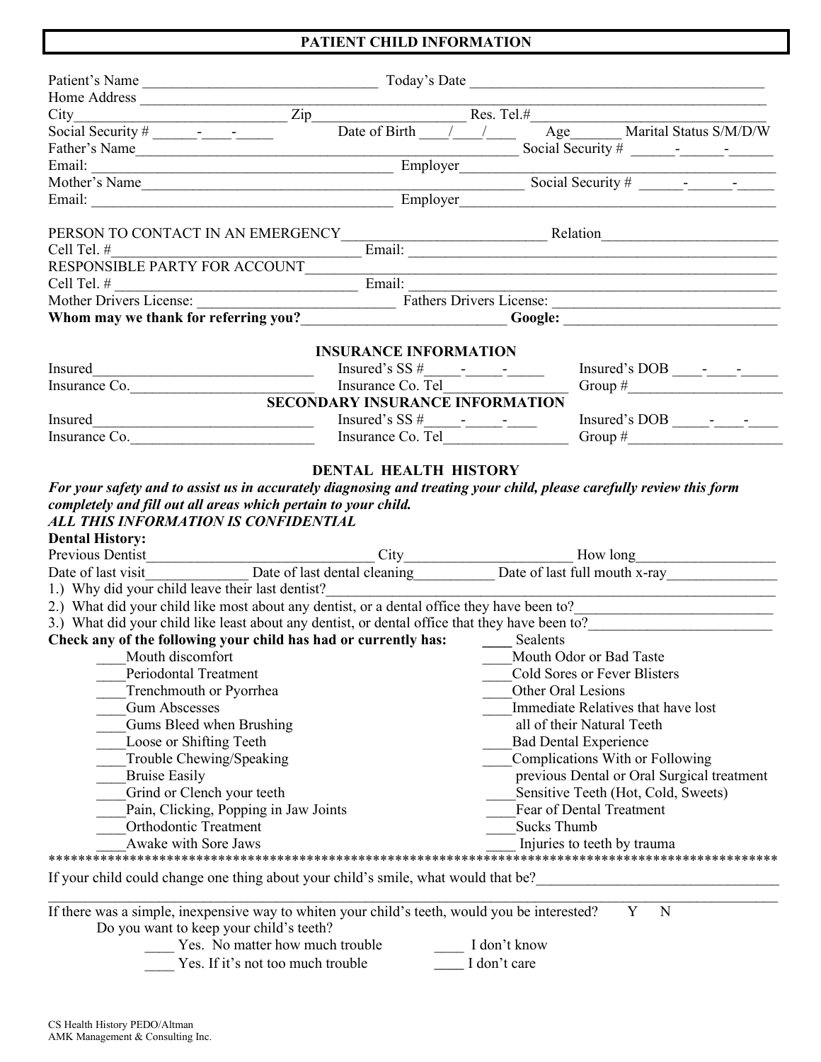# PATIENT CHILD INFORMATION

Patient's Name ________________________________ Today's Date ________________________________________
Home Address ______________________________________________________________________________
City___________________________ Zip___________________ Res. Tel.#_____________________________
Social Security # ______-____-_____ Date of Birth ____/____/____ Age_______ Marital Status S/M/D/W
Father's Name_____________________________________________________ Social Security # ______-______-______
Email: ________________________________________ Employer_________________________________________
Mother's Name_____________________________________________________ Social Security # ______-______-_____
Email: ________________________________________ Employer_________________________________________

PERSON TO CONTACT IN AN EMERGENCY___________________________ Relation________________________
Cell Tel. #_________________________________ Email: _________________________________________________
RESPONSIBLE PARTY FOR ACCOUNT______________________________________________________________
Cell Tel. # _________________________________ Email: _________________________________________________
Mother Drivers License: ___________________________ Fathers Drivers License: ______________________________
**Whom may we thank for referring you?**___________________________ **Google:** ____________________________

## INSURANCE INFORMATION

Insured______________________________ Insured's SS #_____-_____-_____ Insured's DOB ____-____-_____
Insurance Co.________________________ Insurance Co. Tel________________ Group #_____________________

## SECONDARY INSURANCE INFORMATION

Insured______________________________ Insured's SS #_____-_____-____ Insured's DOB _____-____-____
Insurance Co.________________________ Insurance Co. Tel________________ Group #_____________________

## DENTAL HEALTH HISTORY

***For your safety and to assist us in accurately diagnosing and treating your child, please carefully review this form completely and fill out all areas which pertain to your child.***
***ALL THIS INFORMATION IS CONFIDENTIAL***

**Dental History:**

Previous Dentist______________________________ City______________________ How long___________________
Date of last visit_____________ Date of last dental cleaning__________ Date of last full mouth x-ray_______________

1.) Why did your child leave their last dentist?____________________________________________________________
2.) What did your child like most about any dentist, or a dental office they have been to?__________________________
3.) What did your child like least about any dentist, or dental office that they have been to?________________________

**Check any of the following your child has had or currently has:**

____Mouth discomfort
____Periodontal Treatment
____Trenchmouth or Pyorrhea
____Gum Abscesses
____Gums Bleed when Brushing
____Loose or Shifting Teeth
____Trouble Chewing/Speaking
____Bruise Easily
____Grind or Clench your teeth
____Pain, Clicking, Popping in Jaw Joints
____Orthodontic Treatment
____Awake with Sore Jaws
____ Sealents
____Mouth Odor or Bad Taste
____Cold Sores or Fever Blisters
____Other Oral Lesions
____Immediate Relatives that have lost all of their Natural Teeth
____Bad Dental Experience
____Complications With or Following previous Dental or Oral Surgical treatment
____Sensitive Teeth (Hot, Cold, Sweets)
____Fear of Dental Treatment
____Sucks Thumb
____ Injuries to teeth by trauma

****************************************************************************************************

If your child could change one thing about your child's smile, what would that be?________________________________
______________________________________________________________________________________________

If there was a simple, inexpensive way to whiten your child's teeth, would you be interested? Y N

Do you want to keep your child's teeth?

____ Yes. No matter how much trouble ____ I don't know
____ Yes. If it's not too much trouble ____ I don't care

CS Health History PEDO/Altman
AMK Management & Consulting Inc.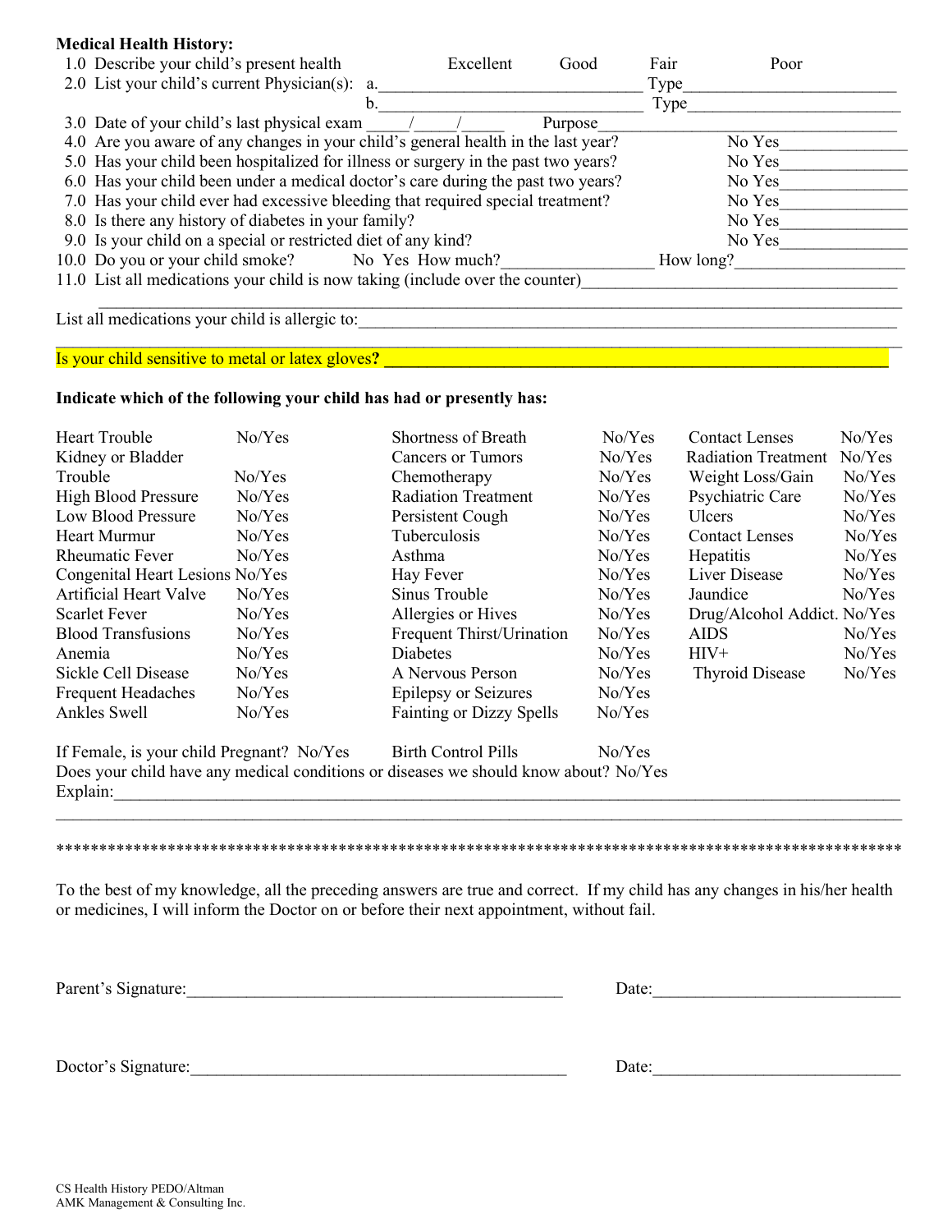**Medical Health History:**

1.0 Describe your child's present health Excellent Good Fair Poor

2.0 List your child's current Physician(s): a.______________________________ Type________________________

b.______________________________ Type________________________

3.0 Date of your child's last physical exam _____/_____/_____ Purpose________________________________

4.0 Are you aware of any changes in your child's general health in the last year? No Yes______________

5.0 Has your child been hospitalized for illness or surgery in the past two years? No Yes______________

6.0 Has your child been under a medical doctor's care during the past two years? No Yes______________

7.0 Has your child ever had excessive bleeding that required special treatment? No Yes______________

8.0 Is there any history of diabetes in your family? No Yes______________

9.0 Is your child on a special or restricted diet of any kind? No Yes______________

10.0 Do you or your child smoke? No Yes How much?________________ How long?__________________

11.0 List all medications your child is now taking (include over the counter)__________________________________

______________________________________________________________________________

List all medications your child is allergic to:_____________________________________________________________

______________________________________________________________________________

Is your child sensitive to metal or latex gloves? ______________________________________________________

**Indicate which of the following your child has had or presently has:**

| | | | | | |
|---|---|---|---|---|---|
| Heart Trouble | No/Yes | Shortness of Breath | No/Yes | Contact Lenses | No/Yes |
| Kidney or Bladder Trouble | No/Yes | Cancers or Tumors | No/Yes | Radiation Treatment | No/Yes |
| High Blood Pressure | No/Yes | Chemotherapy | No/Yes | Weight Loss/Gain | No/Yes |
| Low Blood Pressure | No/Yes | Radiation Treatment | No/Yes | Psychiatric Care | No/Yes |
| Heart Murmur | No/Yes | Persistent Cough | No/Yes | Ulcers | No/Yes |
| Rheumatic Fever | No/Yes | Tuberculosis | No/Yes | Contact Lenses | No/Yes |
| Congenital Heart Lesions | No/Yes | Asthma | No/Yes | Hepatitis | No/Yes |
| Artificial Heart Valve | No/Yes | Hay Fever | No/Yes | Liver Disease | No/Yes |
| Scarlet Fever | No/Yes | Sinus Trouble | No/Yes | Jaundice | No/Yes |
| Blood Transfusions | No/Yes | Allergies or Hives | No/Yes | Drug/Alcohol Addict. | No/Yes |
| Anemia | No/Yes | Frequent Thirst/Urination | No/Yes | AIDS | No/Yes |
| Sickle Cell Disease | No/Yes | Diabetes | No/Yes | HIV+ | No/Yes |
| Frequent Headaches | No/Yes | A Nervous Person | No/Yes | Thyroid Disease | No/Yes |
| Ankles Swell | No/Yes | Epilepsy or Seizures | No/Yes | | |
| | | Fainting or Dizzy Spells | No/Yes | | |

If Female, is your child Pregnant? No/Yes Birth Control Pills No/Yes

Does your child have any medical conditions or diseases we should know about? No/Yes

Explain:______________________________________________________________________________

______________________________________________________________________________

*****************************************************************************************

To the best of my knowledge, all the preceding answers are true and correct. If my child has any changes in his/her health or medicines, I will inform the Doctor on or before their next appointment, without fail.

Parent's Signature:_________________________________________ Date:___________________________

Doctor's Signature:_________________________________________ Date:___________________________

CS Health History PEDO/Altman
AMK Management & Consulting Inc.